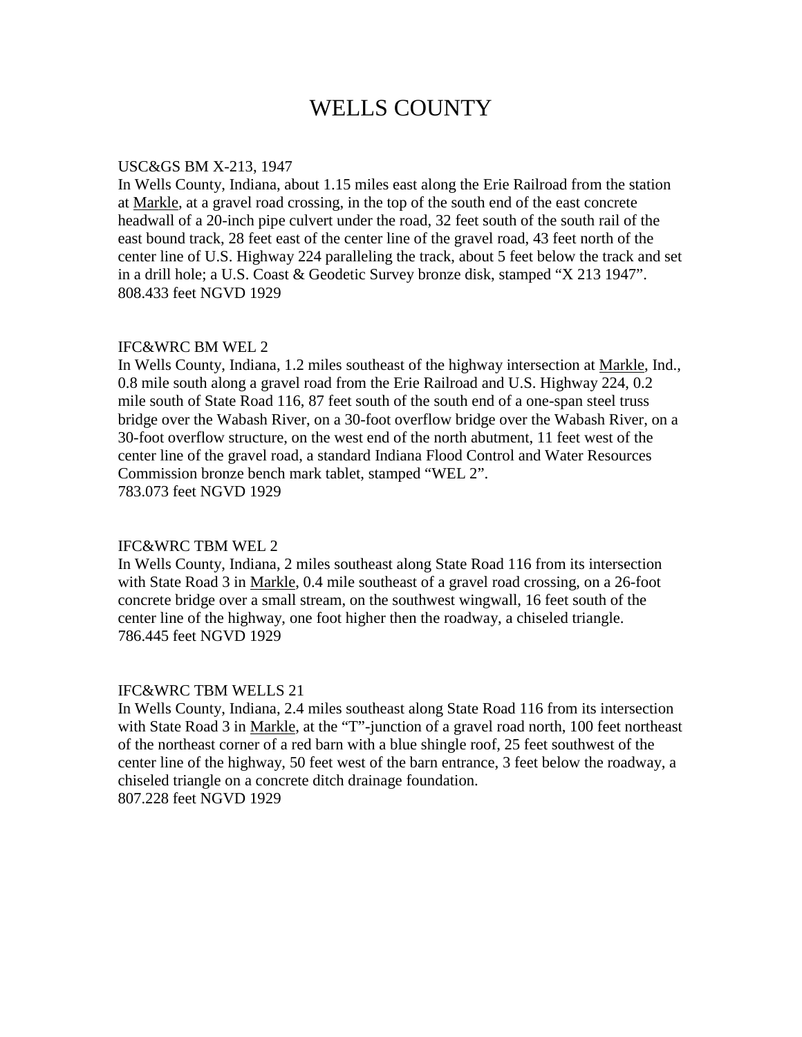# WELLS COUNTY

USC&GS BM X-213, 1947
In Wells County, Indiana, about 1.15 miles east along the Erie Railroad from the station at Markle, at a gravel road crossing, in the top of the south end of the east concrete headwall of a 20-inch pipe culvert under the road, 32 feet south of the south rail of the east bound track, 28 feet east of the center line of the gravel road, 43 feet north of the center line of U.S. Highway 224 paralleling the track, about 5 feet below the track and set in a drill hole; a U.S. Coast & Geodetic Survey bronze disk, stamped "X 213 1947".
808.433 feet NGVD 1929

IFC&WRC BM WEL 2
In Wells County, Indiana, 1.2 miles southeast of the highway intersection at Markle, Ind., 0.8 mile south along a gravel road from the Erie Railroad and U.S. Highway 224, 0.2 mile south of State Road 116, 87 feet south of the south end of a one-span steel truss bridge over the Wabash River, on a 30-foot overflow bridge over the Wabash River, on a 30-foot overflow structure, on the west end of the north abutment, 11 feet west of the center line of the gravel road, a standard Indiana Flood Control and Water Resources Commission bronze bench mark tablet, stamped "WEL 2".
783.073 feet NGVD 1929

IFC&WRC TBM WEL 2
In Wells County, Indiana, 2 miles southeast along State Road 116 from its intersection with State Road 3 in Markle, 0.4 mile southeast of a gravel road crossing, on a 26-foot concrete bridge over a small stream, on the southwest wingwall, 16 feet south of the center line of the highway, one foot higher then the roadway, a chiseled triangle.
786.445 feet NGVD 1929

IFC&WRC TBM WELLS 21
In Wells County, Indiana, 2.4 miles southeast along State Road 116 from its intersection with State Road 3 in Markle, at the "T"-junction of a gravel road north, 100 feet northeast of the northeast corner of a red barn with a blue shingle roof, 25 feet southwest of the center line of the highway, 50 feet west of the barn entrance, 3 feet below the roadway, a chiseled triangle on a concrete ditch drainage foundation.
807.228 feet NGVD 1929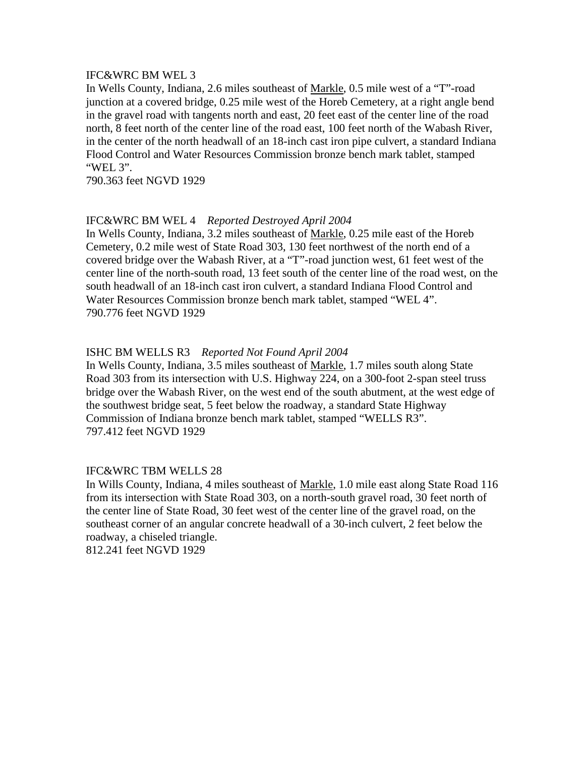IFC&WRC BM WEL 3
In Wells County, Indiana, 2.6 miles southeast of Markle, 0.5 mile west of a "T"-road junction at a covered bridge, 0.25 mile west of the Horeb Cemetery, at a right angle bend in the gravel road with tangents north and east, 20 feet east of the center line of the road north, 8 feet north of the center line of the road east, 100 feet north of the Wabash River, in the center of the north headwall of an 18-inch cast iron pipe culvert, a standard Indiana Flood Control and Water Resources Commission bronze bench mark tablet, stamped "WEL 3".
790.363 feet NGVD 1929

IFC&WRC BM WEL 4 *Reported Destroyed April 2004*
In Wells County, Indiana, 3.2 miles southeast of Markle, 0.25 mile east of the Horeb Cemetery, 0.2 mile west of State Road 303, 130 feet northwest of the north end of a covered bridge over the Wabash River, at a "T"-road junction west, 61 feet west of the center line of the north-south road, 13 feet south of the center line of the road west, on the south headwall of an 18-inch cast iron culvert, a standard Indiana Flood Control and Water Resources Commission bronze bench mark tablet, stamped "WEL 4".
790.776 feet NGVD 1929

ISHC BM WELLS R3 *Reported Not Found April 2004*
In Wells County, Indiana, 3.5 miles southeast of Markle, 1.7 miles south along State Road 303 from its intersection with U.S. Highway 224, on a 300-foot 2-span steel truss bridge over the Wabash River, on the west end of the south abutment, at the west edge of the southwest bridge seat, 5 feet below the roadway, a standard State Highway Commission of Indiana bronze bench mark tablet, stamped "WELLS R3".
797.412 feet NGVD 1929

IFC&WRC TBM WELLS 28
In Wills County, Indiana, 4 miles southeast of Markle, 1.0 mile east along State Road 116 from its intersection with State Road 303, on a north-south gravel road, 30 feet north of the center line of State Road, 30 feet west of the center line of the gravel road, on the southeast corner of an angular concrete headwall of a 30-inch culvert, 2 feet below the roadway, a chiseled triangle.
812.241 feet NGVD 1929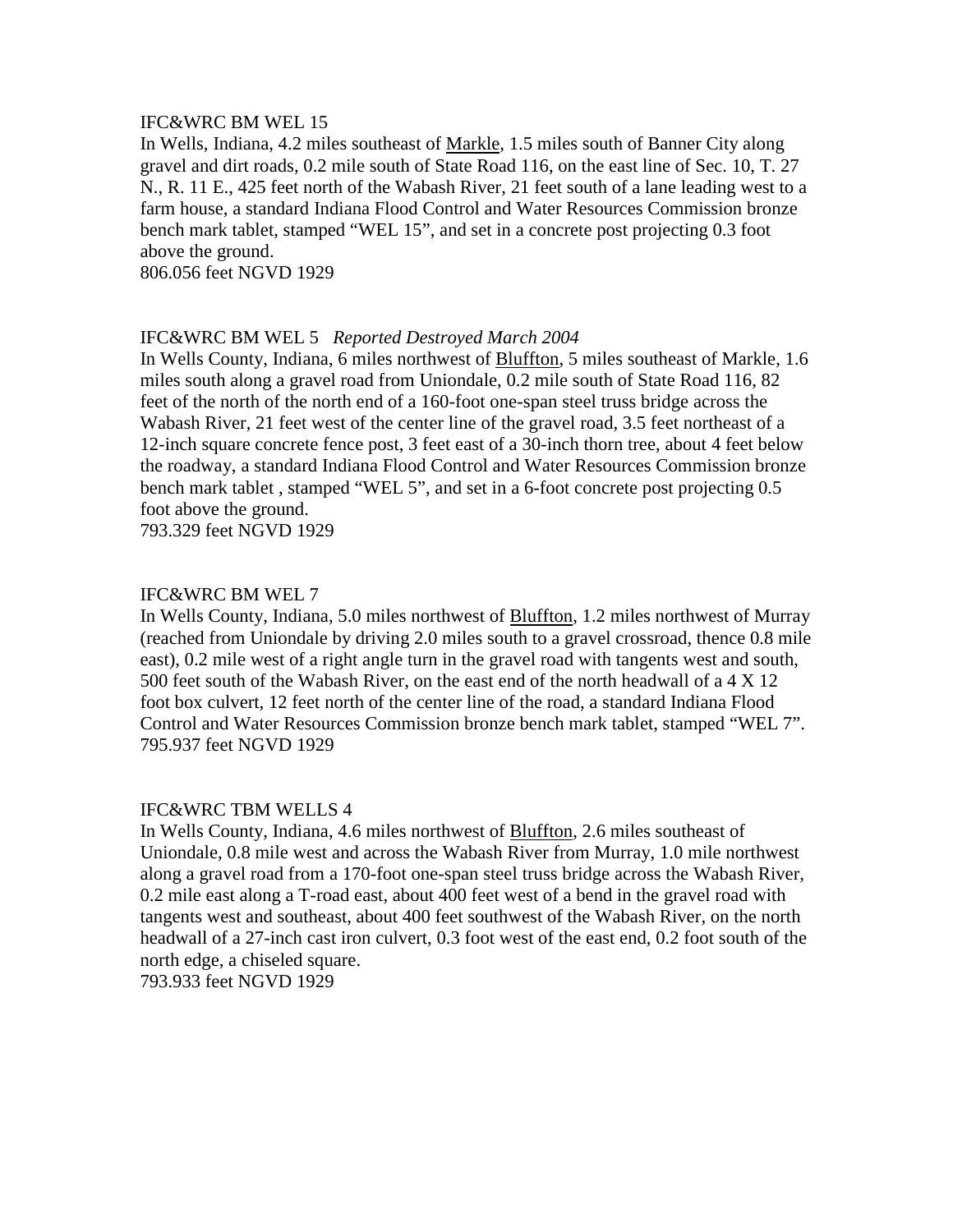IFC&WRC BM WEL 15

In Wells, Indiana, 4.2 miles southeast of Markle, 1.5 miles south of Banner City along gravel and dirt roads, 0.2 mile south of State Road 116, on the east line of Sec. 10, T. 27 N., R. 11 E., 425 feet north of the Wabash River, 21 feet south of a lane leading west to a farm house, a standard Indiana Flood Control and Water Resources Commission bronze bench mark tablet, stamped "WEL 15", and set in a concrete post projecting 0.3 foot above the ground.

806.056 feet NGVD 1929

IFC&WRC BM WEL 5 *Reported Destroyed March 2004*

In Wells County, Indiana, 6 miles northwest of Bluffton, 5 miles southeast of Markle, 1.6 miles south along a gravel road from Uniondale, 0.2 mile south of State Road 116, 82 feet of the north of the north end of a 160-foot one-span steel truss bridge across the Wabash River, 21 feet west of the center line of the gravel road, 3.5 feet northeast of a 12-inch square concrete fence post, 3 feet east of a 30-inch thorn tree, about 4 feet below the roadway, a standard Indiana Flood Control and Water Resources Commission bronze bench mark tablet , stamped "WEL 5", and set in a 6-foot concrete post projecting 0.5 foot above the ground.

793.329 feet NGVD 1929

IFC&WRC BM WEL 7

In Wells County, Indiana, 5.0 miles northwest of Bluffton, 1.2 miles northwest of Murray (reached from Uniondale by driving 2.0 miles south to a gravel crossroad, thence 0.8 mile east), 0.2 mile west of a right angle turn in the gravel road with tangents west and south, 500 feet south of the Wabash River, on the east end of the north headwall of a 4 X 12 foot box culvert, 12 feet north of the center line of the road, a standard Indiana Flood Control and Water Resources Commission bronze bench mark tablet, stamped "WEL 7".

795.937 feet NGVD 1929

IFC&WRC TBM WELLS 4

In Wells County, Indiana, 4.6 miles northwest of Bluffton, 2.6 miles southeast of Uniondale, 0.8 mile west and across the Wabash River from Murray, 1.0 mile northwest along a gravel road from a 170-foot one-span steel truss bridge across the Wabash River, 0.2 mile east along a T-road east, about 400 feet west of a bend in the gravel road with tangents west and southeast, about 400 feet southwest of the Wabash River, on the north headwall of a 27-inch cast iron culvert, 0.3 foot west of the east end, 0.2 foot south of the north edge, a chiseled square.

793.933 feet NGVD 1929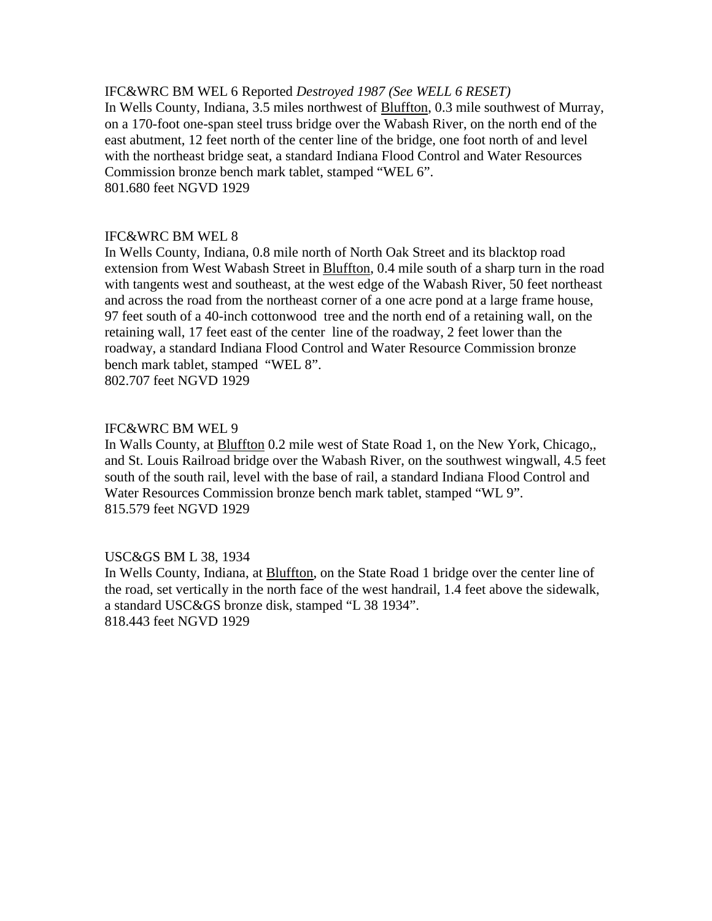IFC&WRC BM WEL 6 Reported *Destroyed 1987 (See WELL 6 RESET)*
In Wells County, Indiana, 3.5 miles northwest of Bluffton, 0.3 mile southwest of Murray, on a 170-foot one-span steel truss bridge over the Wabash River, on the north end of the east abutment, 12 feet north of the center line of the bridge, one foot north of and level with the northeast bridge seat, a standard Indiana Flood Control and Water Resources Commission bronze bench mark tablet, stamped "WEL 6".
801.680 feet NGVD 1929

IFC&WRC BM WEL 8
In Wells County, Indiana, 0.8 mile north of North Oak Street and its blacktop road extension from West Wabash Street in Bluffton, 0.4 mile south of a sharp turn in the road with tangents west and southeast, at the west edge of the Wabash River, 50 feet northeast and across the road from the northeast corner of a one acre pond at a large frame house, 97 feet south of a 40-inch cottonwood tree and the north end of a retaining wall, on the retaining wall, 17 feet east of the center line of the roadway, 2 feet lower than the roadway, a standard Indiana Flood Control and Water Resource Commission bronze bench mark tablet, stamped "WEL 8".
802.707 feet NGVD 1929

IFC&WRC BM WEL 9
In Walls County, at Bluffton 0.2 mile west of State Road 1, on the New York, Chicago,, and St. Louis Railroad bridge over the Wabash River, on the southwest wingwall, 4.5 feet south of the south rail, level with the base of rail, a standard Indiana Flood Control and Water Resources Commission bronze bench mark tablet, stamped "WL 9".
815.579 feet NGVD 1929

USC&GS BM L 38, 1934
In Wells County, Indiana, at Bluffton, on the State Road 1 bridge over the center line of the road, set vertically in the north face of the west handrail, 1.4 feet above the sidewalk, a standard USC&GS bronze disk, stamped "L 38 1934".
818.443 feet NGVD 1929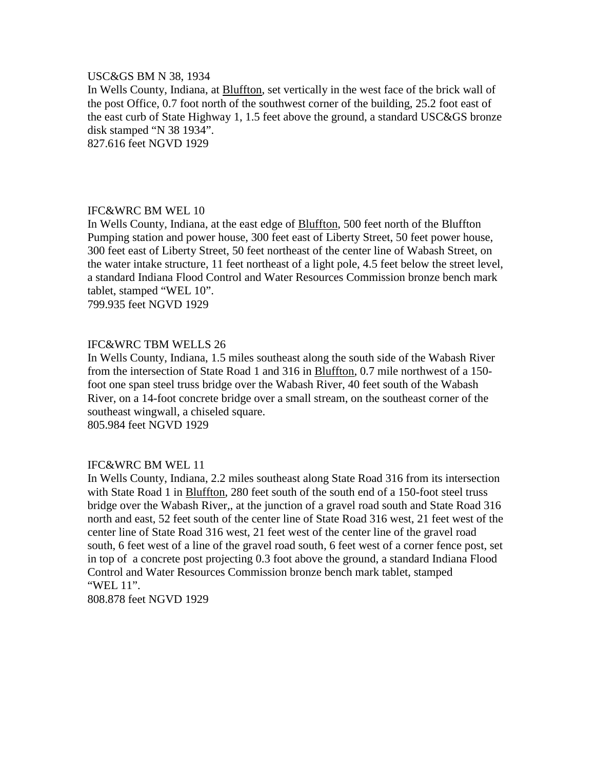USC&GS BM N 38, 1934

In Wells County, Indiana, at Bluffton, set vertically in the west face of the brick wall of the post Office, 0.7 foot north of the southwest corner of the building, 25.2 foot east of the east curb of State Highway 1, 1.5 feet above the ground, a standard USC&GS bronze disk stamped “N 38 1934”.
827.616 feet NGVD 1929

IFC&WRC BM WEL 10

In Wells County, Indiana, at the east edge of Bluffton, 500 feet north of the Bluffton Pumping station and power house, 300 feet east of Liberty Street, 50 feet power house, 300 feet east of Liberty Street, 50 feet northeast of the center line of Wabash Street, on the water intake structure, 11 feet northeast of a light pole, 4.5 feet below the street level, a standard Indiana Flood Control and Water Resources Commission bronze bench mark tablet, stamped “WEL 10”.
799.935 feet NGVD 1929

IFC&WRC TBM WELLS 26

In Wells County, Indiana, 1.5 miles southeast along the south side of the Wabash River from the intersection of State Road 1 and 316 in Bluffton, 0.7 mile northwest of a 150-foot one span steel truss bridge over the Wabash River, 40 feet south of the Wabash River, on a 14-foot concrete bridge over a small stream, on the southeast corner of the southeast wingwall, a chiseled square.
805.984 feet NGVD 1929

IFC&WRC BM WEL 11

In Wells County, Indiana, 2.2 miles southeast along State Road 316 from its intersection with State Road 1 in Bluffton, 280 feet south of the south end of a 150-foot steel truss bridge over the Wabash River,, at the junction of a gravel road south and State Road 316 north and east, 52 feet south of the center line of State Road 316 west, 21 feet west of the center line of State Road 316 west, 21 feet west of the center line of the gravel road south, 6 feet west of a line of the gravel road south, 6 feet west of a corner fence post, set in top of a concrete post projecting 0.3 foot above the ground, a standard Indiana Flood Control and Water Resources Commission bronze bench mark tablet, stamped “WEL 11”.
808.878 feet NGVD 1929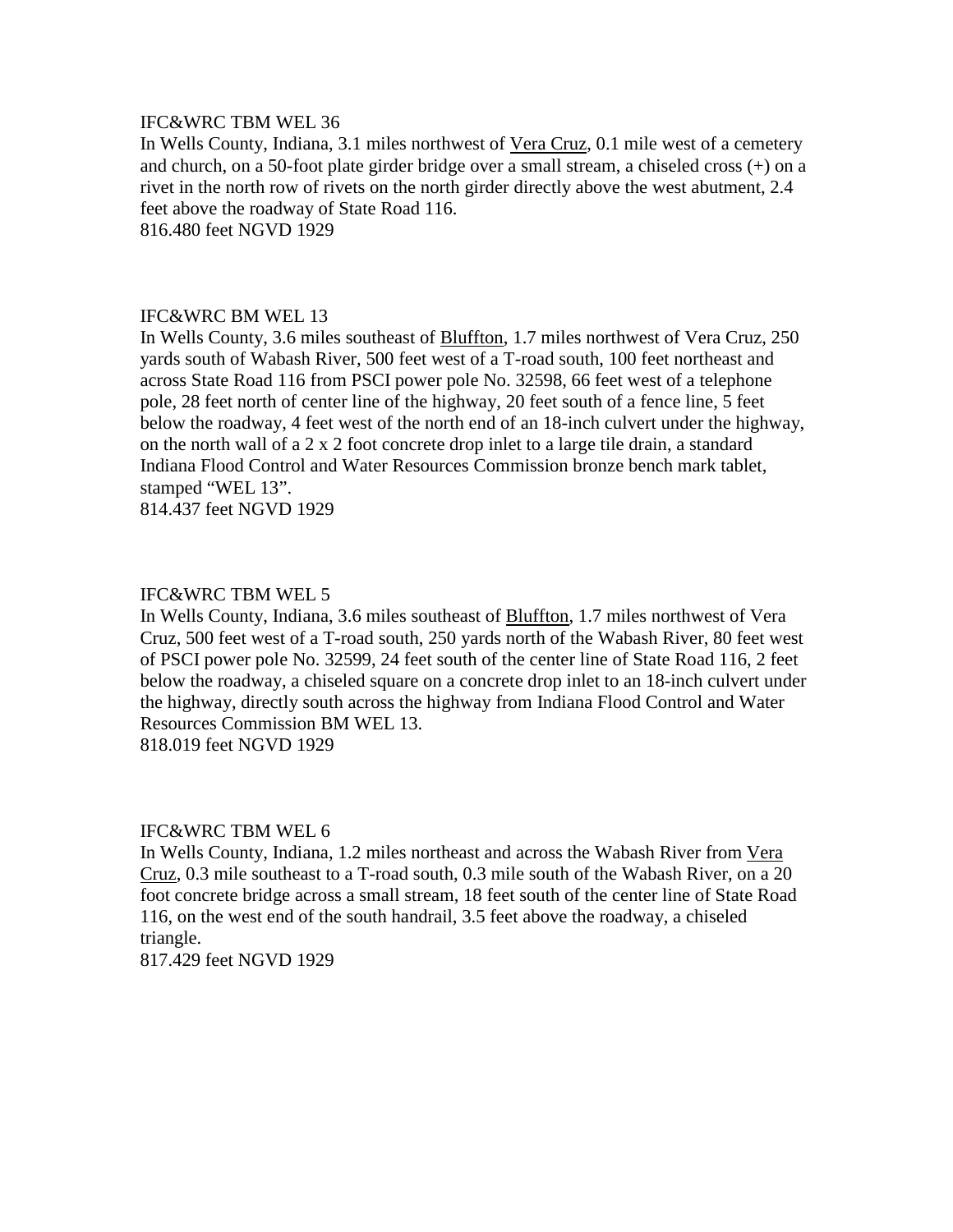IFC&WRC TBM WEL 36

In Wells County, Indiana, 3.1 miles northwest of Vera Cruz, 0.1 mile west of a cemetery and church, on a 50-foot plate girder bridge over a small stream, a chiseled cross (+) on a rivet in the north row of rivets on the north girder directly above the west abutment, 2.4 feet above the roadway of State Road 116.

816.480 feet NGVD 1929

IFC&WRC BM WEL 13

In Wells County, 3.6 miles southeast of Bluffton, 1.7 miles northwest of Vera Cruz, 250 yards south of Wabash River, 500 feet west of a T-road south, 100 feet northeast and across State Road 116 from PSCI power pole No. 32598, 66 feet west of a telephone pole, 28 feet north of center line of the highway, 20 feet south of a fence line, 5 feet below the roadway, 4 feet west of the north end of an 18-inch culvert under the highway, on the north wall of a 2 x 2 foot concrete drop inlet to a large tile drain, a standard Indiana Flood Control and Water Resources Commission bronze bench mark tablet, stamped “WEL 13”.

814.437 feet NGVD 1929

IFC&WRC TBM WEL 5

In Wells County, Indiana, 3.6 miles southeast of Bluffton, 1.7 miles northwest of Vera Cruz, 500 feet west of a T-road south, 250 yards north of the Wabash River, 80 feet west of PSCI power pole No. 32599, 24 feet south of the center line of State Road 116, 2 feet below the roadway, a chiseled square on a concrete drop inlet to an 18-inch culvert under the highway, directly south across the highway from Indiana Flood Control and Water Resources Commission BM WEL 13.

818.019 feet NGVD 1929

IFC&WRC TBM WEL 6

In Wells County, Indiana, 1.2 miles northeast and across the Wabash River from Vera Cruz, 0.3 mile southeast to a T-road south, 0.3 mile south of the Wabash River, on a 20 foot concrete bridge across a small stream, 18 feet south of the center line of State Road 116, on the west end of the south handrail, 3.5 feet above the roadway, a chiseled triangle.

817.429 feet NGVD 1929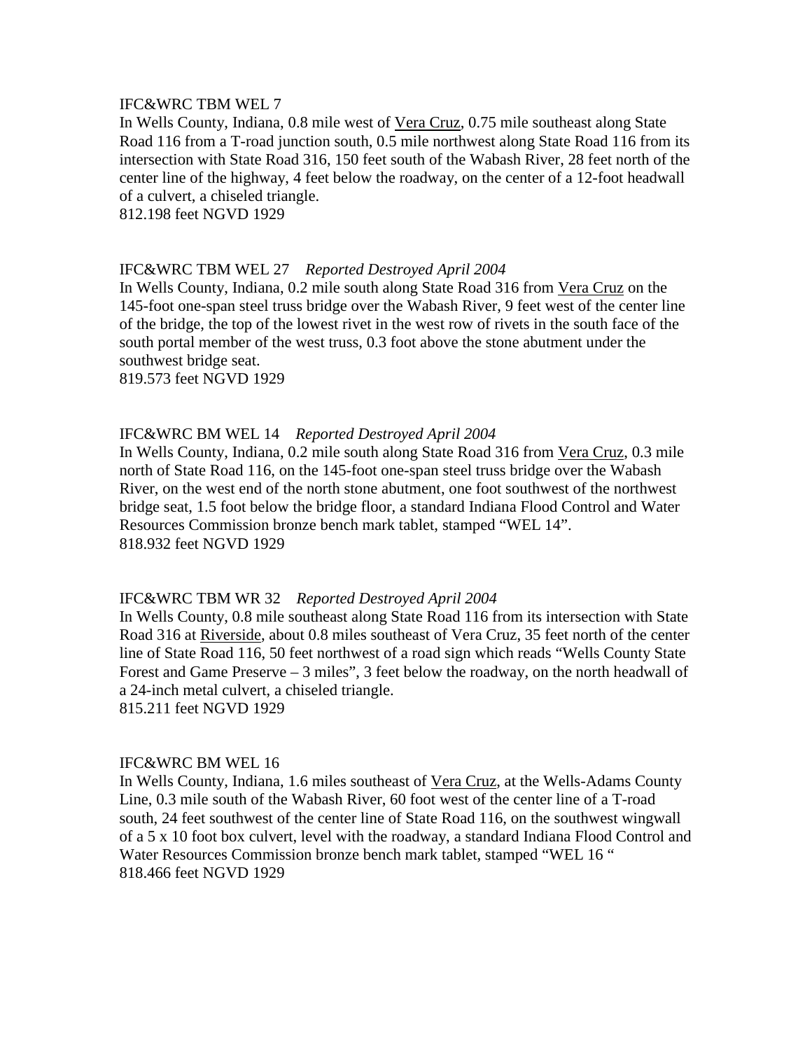IFC&WRC TBM WEL 7

In Wells County, Indiana, 0.8 mile west of <u>Vera Cruz</u>, 0.75 mile southeast along State Road 116 from a T-road junction south, 0.5 mile northwest along State Road 116 from its intersection with State Road 316, 150 feet south of the Wabash River, 28 feet north of the center line of the highway, 4 feet below the roadway, on the center of a 12-foot headwall of a culvert, a chiseled triangle.
812.198 feet NGVD 1929

IFC&WRC TBM WEL 27 *Reported Destroyed April 2004*

In Wells County, Indiana, 0.2 mile south along State Road 316 from <u>Vera Cruz</u> on the 145-foot one-span steel truss bridge over the Wabash River, 9 feet west of the center line of the bridge, the top of the lowest rivet in the west row of rivets in the south face of the south portal member of the west truss, 0.3 foot above the stone abutment under the southwest bridge seat.
819.573 feet NGVD 1929

IFC&WRC BM WEL 14 *Reported Destroyed April 2004*

In Wells County, Indiana, 0.2 mile south along State Road 316 from <u>Vera Cruz</u>, 0.3 mile north of State Road 116, on the 145-foot one-span steel truss bridge over the Wabash River, on the west end of the north stone abutment, one foot southwest of the northwest bridge seat, 1.5 foot below the bridge floor, a standard Indiana Flood Control and Water Resources Commission bronze bench mark tablet, stamped "WEL 14".
818.932 feet NGVD 1929

IFC&WRC TBM WR 32 *Reported Destroyed April 2004*

In Wells County, 0.8 mile southeast along State Road 116 from its intersection with State Road 316 at <u>Riverside</u>, about 0.8 miles southeast of Vera Cruz, 35 feet north of the center line of State Road 116, 50 feet northwest of a road sign which reads "Wells County State Forest and Game Preserve – 3 miles", 3 feet below the roadway, on the north headwall of a 24-inch metal culvert, a chiseled triangle.
815.211 feet NGVD 1929

IFC&WRC BM WEL 16

In Wells County, Indiana, 1.6 miles southeast of <u>Vera Cruz</u>, at the Wells-Adams County Line, 0.3 mile south of the Wabash River, 60 foot west of the center line of a T-road south, 24 feet southwest of the center line of State Road 116, on the southwest wingwall of a 5 x 10 foot box culvert, level with the roadway, a standard Indiana Flood Control and Water Resources Commission bronze bench mark tablet, stamped "WEL 16 "
818.466 feet NGVD 1929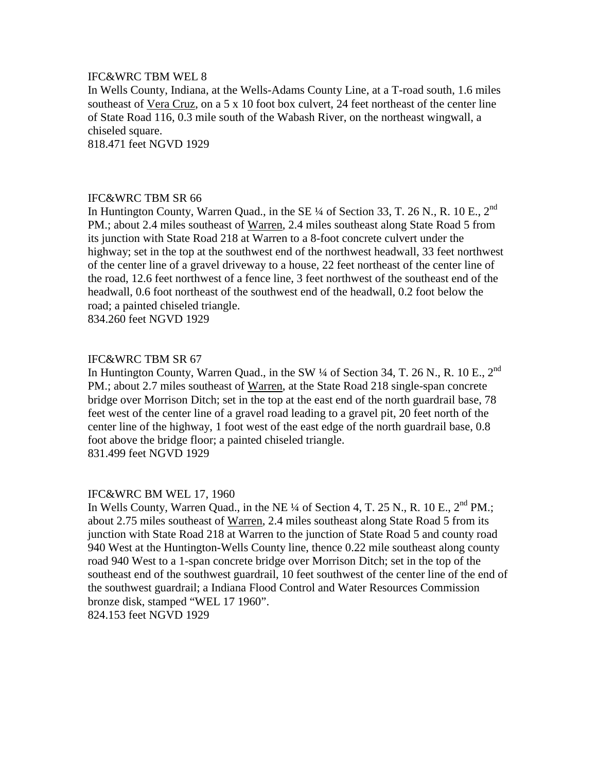IFC&WRC TBM WEL 8

In Wells County, Indiana, at the Wells-Adams County Line, at a T-road south, 1.6 miles southeast of Vera Cruz, on a 5 x 10 foot box culvert, 24 feet northeast of the center line of State Road 116, 0.3 mile south of the Wabash River, on the northeast wingwall, a chiseled square.

818.471 feet NGVD 1929

IFC&WRC TBM SR 66

In Huntington County, Warren Quad., in the SE ¼ of Section 33, T. 26 N., R. 10 E., 2nd PM.; about 2.4 miles southeast of Warren, 2.4 miles southeast along State Road 5 from its junction with State Road 218 at Warren to a 8-foot concrete culvert under the highway; set in the top at the southwest end of the northwest headwall, 33 feet northwest of the center line of a gravel driveway to a house, 22 feet northeast of the center line of the road, 12.6 feet northwest of a fence line, 3 feet northwest of the southeast end of the headwall, 0.6 foot northeast of the southwest end of the headwall, 0.2 foot below the road; a painted chiseled triangle.

834.260 feet NGVD 1929

IFC&WRC TBM SR 67

In Huntington County, Warren Quad., in the SW ¼ of Section 34, T. 26 N., R. 10 E., 2nd PM.; about 2.7 miles southeast of Warren, at the State Road 218 single-span concrete bridge over Morrison Ditch; set in the top at the east end of the north guardrail base, 78 feet west of the center line of a gravel road leading to a gravel pit, 20 feet north of the center line of the highway, 1 foot west of the east edge of the north guardrail base, 0.8 foot above the bridge floor; a painted chiseled triangle.

831.499 feet NGVD 1929

IFC&WRC BM WEL 17, 1960

In Wells County, Warren Quad., in the NE ¼ of Section 4, T. 25 N., R. 10 E., 2nd PM.; about 2.75 miles southeast of Warren, 2.4 miles southeast along State Road 5 from its junction with State Road 218 at Warren to the junction of State Road 5 and county road 940 West at the Huntington-Wells County line, thence 0.22 mile southeast along county road 940 West to a 1-span concrete bridge over Morrison Ditch; set in the top of the southeast end of the southwest guardrail, 10 feet southwest of the center line of the end of the southwest guardrail; a Indiana Flood Control and Water Resources Commission bronze disk, stamped "WEL 17 1960".

824.153 feet NGVD 1929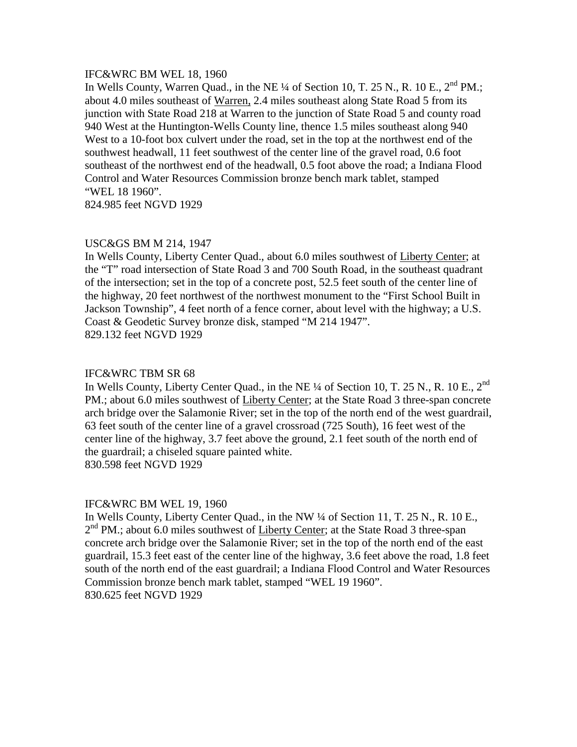IFC&WRC BM WEL 18, 1960

In Wells County, Warren Quad., in the NE ¼ of Section 10, T. 25 N., R. 10 E., 2nd PM.; about 4.0 miles southeast of Warren, 2.4 miles southeast along State Road 5 from its junction with State Road 218 at Warren to the junction of State Road 5 and county road 940 West at the Huntington-Wells County line, thence 1.5 miles southeast along 940 West to a 10-foot box culvert under the road, set in the top at the northwest end of the southwest headwall, 11 feet southwest of the center line of the gravel road, 0.6 foot southeast of the northwest end of the headwall, 0.5 foot above the road; a Indiana Flood Control and Water Resources Commission bronze bench mark tablet, stamped "WEL 18 1960".

824.985 feet NGVD 1929

USC&GS BM M 214, 1947

In Wells County, Liberty Center Quad., about 6.0 miles southwest of Liberty Center; at the "T" road intersection of State Road 3 and 700 South Road, in the southeast quadrant of the intersection; set in the top of a concrete post, 52.5 feet south of the center line of the highway, 20 feet northwest of the northwest monument to the "First School Built in Jackson Township", 4 feet north of a fence corner, about level with the highway; a U.S. Coast & Geodetic Survey bronze disk, stamped "M 214 1947".

829.132 feet NGVD 1929

IFC&WRC TBM SR 68

In Wells County, Liberty Center Quad., in the NE ¼ of Section 10, T. 25 N., R. 10 E., 2nd PM.; about 6.0 miles southwest of Liberty Center; at the State Road 3 three-span concrete arch bridge over the Salamonie River; set in the top of the north end of the west guardrail, 63 feet south of the center line of a gravel crossroad (725 South), 16 feet west of the center line of the highway, 3.7 feet above the ground, 2.1 feet south of the north end of the guardrail; a chiseled square painted white.

830.598 feet NGVD 1929

IFC&WRC BM WEL 19, 1960

In Wells County, Liberty Center Quad., in the NW ¼ of Section 11, T. 25 N., R. 10 E., 2nd PM.; about 6.0 miles southwest of Liberty Center; at the State Road 3 three-span concrete arch bridge over the Salamonie River; set in the top of the north end of the east guardrail, 15.3 feet east of the center line of the highway, 3.6 feet above the road, 1.8 feet south of the north end of the east guardrail; a Indiana Flood Control and Water Resources Commission bronze bench mark tablet, stamped "WEL 19 1960".

830.625 feet NGVD 1929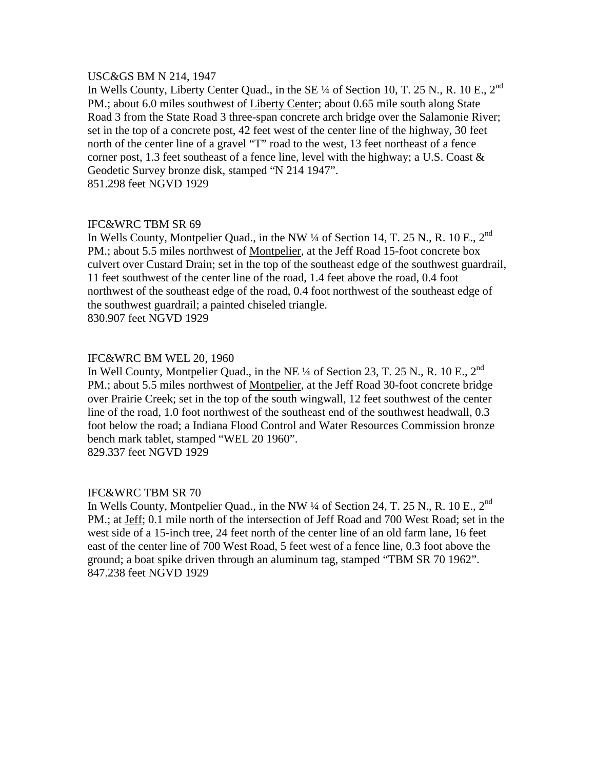USC&GS BM N 214, 1947

In Wells County, Liberty Center Quad., in the SE ¼ of Section 10, T. 25 N., R. 10 E., 2nd PM.; about 6.0 miles southwest of Liberty Center; about 0.65 mile south along State Road 3 from the State Road 3 three-span concrete arch bridge over the Salamonie River; set in the top of a concrete post, 42 feet west of the center line of the highway, 30 feet north of the center line of a gravel "T" road to the west, 13 feet northeast of a fence corner post, 1.3 feet southeast of a fence line, level with the highway; a U.S. Coast & Geodetic Survey bronze disk, stamped "N 214 1947".
851.298 feet NGVD 1929

IFC&WRC TBM SR 69

In Wells County, Montpelier Quad., in the NW ¼ of Section 14, T. 25 N., R. 10 E., 2nd PM.; about 5.5 miles northwest of Montpelier, at the Jeff Road 15-foot concrete box culvert over Custard Drain; set in the top of the southeast edge of the southwest guardrail, 11 feet southwest of the center line of the road, 1.4 feet above the road, 0.4 foot northwest of the southeast edge of the road, 0.4 foot northwest of the southeast edge of the southwest guardrail; a painted chiseled triangle.
830.907 feet NGVD 1929

IFC&WRC BM WEL 20, 1960

In Well County, Montpelier Quad., in the NE ¼ of Section 23, T. 25 N., R. 10 E., 2nd PM.; about 5.5 miles northwest of Montpelier, at the Jeff Road 30-foot concrete bridge over Prairie Creek; set in the top of the south wingwall, 12 feet southwest of the center line of the road, 1.0 foot northwest of the southeast end of the southwest headwall, 0.3 foot below the road; a Indiana Flood Control and Water Resources Commission bronze bench mark tablet, stamped "WEL 20 1960".
829.337 feet NGVD 1929

IFC&WRC TBM SR 70

In Wells County, Montpelier Quad., in the NW ¼ of Section 24, T. 25 N., R. 10 E., 2nd PM.; at Jeff; 0.1 mile north of the intersection of Jeff Road and 700 West Road; set in the west side of a 15-inch tree, 24 feet north of the center line of an old farm lane, 16 feet east of the center line of 700 West Road, 5 feet west of a fence line, 0.3 foot above the ground; a boat spike driven through an aluminum tag, stamped "TBM SR 70 1962".
847.238 feet NGVD 1929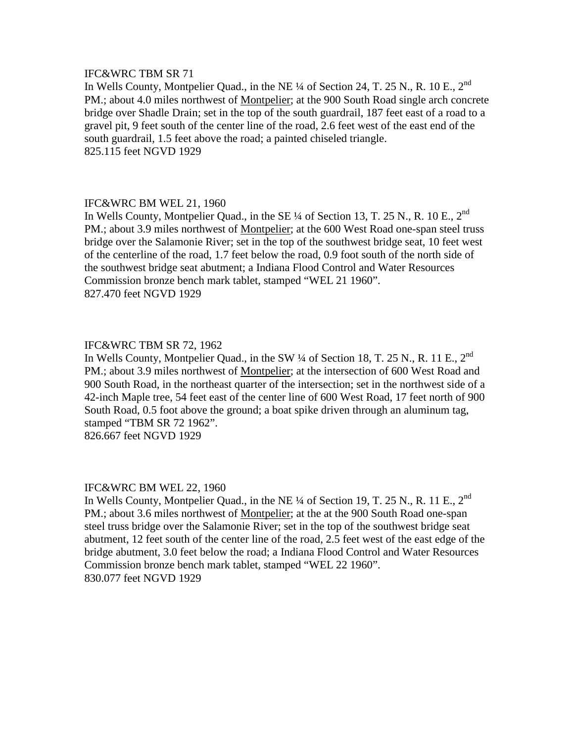IFC&WRC TBM SR 71

In Wells County, Montpelier Quad., in the NE ¼ of Section 24, T. 25 N., R. 10 E., 2nd PM.; about 4.0 miles northwest of Montpelier; at the 900 South Road single arch concrete bridge over Shadle Drain; set in the top of the south guardrail, 187 feet east of a road to a gravel pit, 9 feet south of the center line of the road, 2.6 feet west of the east end of the south guardrail, 1.5 feet above the road; a painted chiseled triangle.

825.115 feet NGVD 1929

IFC&WRC BM WEL 21, 1960

In Wells County, Montpelier Quad., in the SE ¼ of Section 13, T. 25 N., R. 10 E., 2nd PM.; about 3.9 miles northwest of Montpelier; at the 600 West Road one-span steel truss bridge over the Salamonie River; set in the top of the southwest bridge seat, 10 feet west of the centerline of the road, 1.7 feet below the road, 0.9 foot south of the north side of the southwest bridge seat abutment; a Indiana Flood Control and Water Resources Commission bronze bench mark tablet, stamped "WEL 21 1960".

827.470 feet NGVD 1929

IFC&WRC TBM SR 72, 1962

In Wells County, Montpelier Quad., in the SW ¼ of Section 18, T. 25 N., R. 11 E., 2nd PM.; about 3.9 miles northwest of Montpelier; at the intersection of 600 West Road and 900 South Road, in the northeast quarter of the intersection; set in the northwest side of a 42-inch Maple tree, 54 feet east of the center line of 600 West Road, 17 feet north of 900 South Road, 0.5 foot above the ground; a boat spike driven through an aluminum tag, stamped "TBM SR 72 1962".

826.667 feet NGVD 1929

IFC&WRC BM WEL 22, 1960

In Wells County, Montpelier Quad., in the NE ¼ of Section 19, T. 25 N., R. 11 E., 2nd PM.; about 3.6 miles northwest of Montpelier; at the at the 900 South Road one-span steel truss bridge over the Salamonie River; set in the top of the southwest bridge seat abutment, 12 feet south of the center line of the road, 2.5 feet west of the east edge of the bridge abutment, 3.0 feet below the road; a Indiana Flood Control and Water Resources Commission bronze bench mark tablet, stamped "WEL 22 1960".

830.077 feet NGVD 1929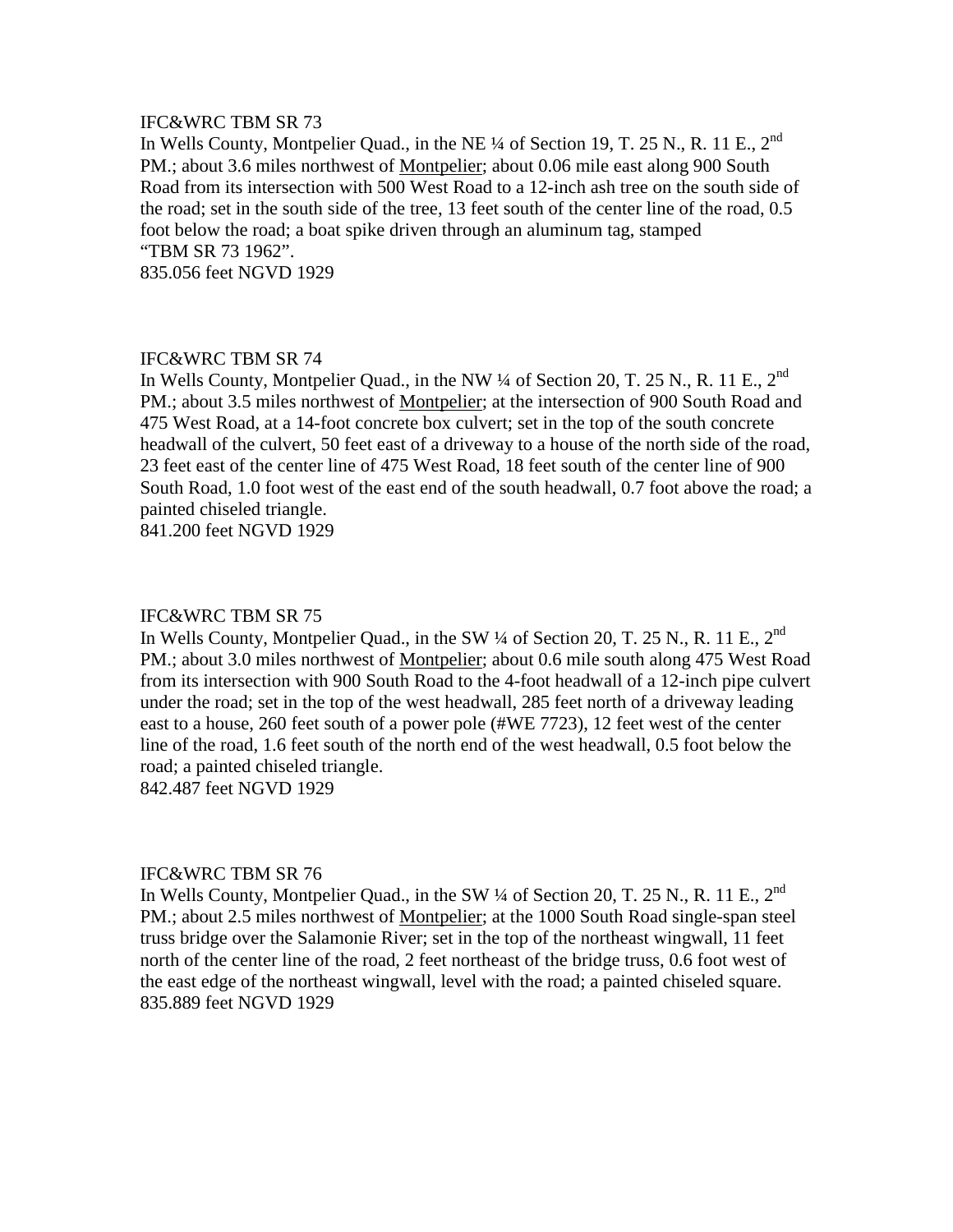IFC&WRC TBM SR 73

In Wells County, Montpelier Quad., in the NE ¼ of Section 19, T. 25 N., R. 11 E., 2nd PM.; about 3.6 miles northwest of Montpelier; about 0.06 mile east along 900 South Road from its intersection with 500 West Road to a 12-inch ash tree on the south side of the road; set in the south side of the tree, 13 feet south of the center line of the road, 0.5 foot below the road; a boat spike driven through an aluminum tag, stamped "TBM SR 73 1962".

835.056 feet NGVD 1929

IFC&WRC TBM SR 74

In Wells County, Montpelier Quad., in the NW ¼ of Section 20, T. 25 N., R. 11 E., 2nd PM.; about 3.5 miles northwest of Montpelier; at the intersection of 900 South Road and 475 West Road, at a 14-foot concrete box culvert; set in the top of the south concrete headwall of the culvert, 50 feet east of a driveway to a house of the north side of the road, 23 feet east of the center line of 475 West Road, 18 feet south of the center line of 900 South Road, 1.0 foot west of the east end of the south headwall, 0.7 foot above the road; a painted chiseled triangle.

841.200 feet NGVD 1929

IFC&WRC TBM SR 75

In Wells County, Montpelier Quad., in the SW ¼ of Section 20, T. 25 N., R. 11 E., 2nd PM.; about 3.0 miles northwest of Montpelier; about 0.6 mile south along 475 West Road from its intersection with 900 South Road to the 4-foot headwall of a 12-inch pipe culvert under the road; set in the top of the west headwall, 285 feet north of a driveway leading east to a house, 260 feet south of a power pole (#WE 7723), 12 feet west of the center line of the road, 1.6 feet south of the north end of the west headwall, 0.5 foot below the road; a painted chiseled triangle.

842.487 feet NGVD 1929

IFC&WRC TBM SR 76

In Wells County, Montpelier Quad., in the SW ¼ of Section 20, T. 25 N., R. 11 E., 2nd PM.; about 2.5 miles northwest of Montpelier; at the 1000 South Road single-span steel truss bridge over the Salamonie River; set in the top of the northeast wingwall, 11 feet north of the center line of the road, 2 feet northeast of the bridge truss, 0.6 foot west of the east edge of the northeast wingwall, level with the road; a painted chiseled square.

835.889 feet NGVD 1929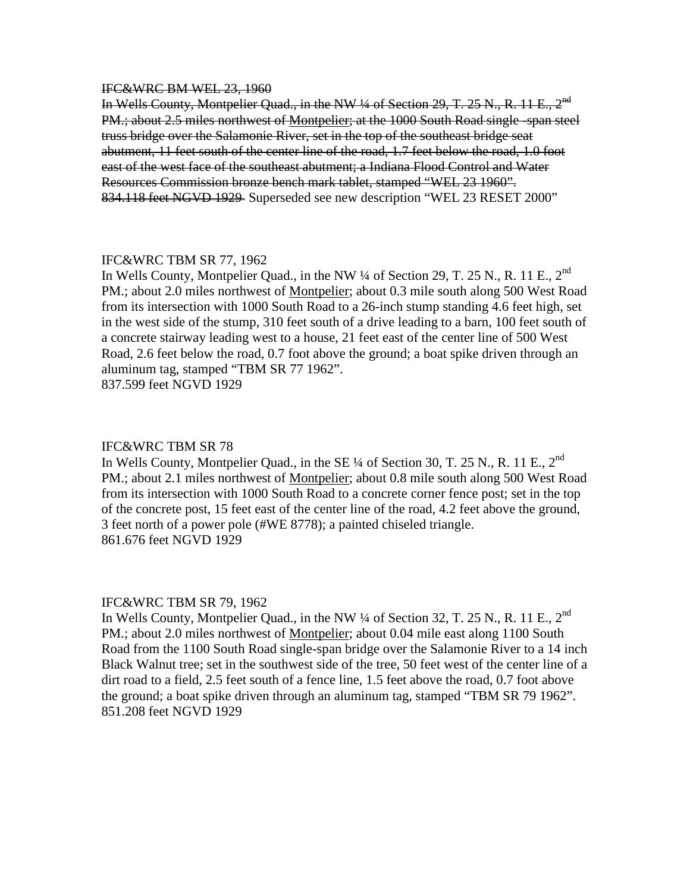~~IFC&WRC BM WEL 23, 1960~~

~~In Wells County, Montpelier Quad., in the NW ¼ of Section 29, T. 25 N., R. 11 E., 2nd PM.; about 2.5 miles northwest of Montpelier; at the 1000 South Road single -span steel truss bridge over the Salamonie River, set in the top of the southeast bridge seat abutment, 11 feet south of the center line of the road, 1.7 feet below the road, 1.0 foot east of the west face of the southeast abutment; a Indiana Flood Control and Water Resources Commission bronze bench mark tablet, stamped "WEL 23 1960".~~

~~834.118 feet NGVD 1929~~ Superseded see new description "WEL 23 RESET 2000"

IFC&WRC TBM SR 77, 1962

In Wells County, Montpelier Quad., in the NW ¼ of Section 29, T. 25 N., R. 11 E., 2nd PM.; about 2.0 miles northwest of Montpelier; about 0.3 mile south along 500 West Road from its intersection with 1000 South Road to a 26-inch stump standing 4.6 feet high, set in the west side of the stump, 310 feet south of a drive leading to a barn, 100 feet south of a concrete stairway leading west to a house, 21 feet east of the center line of 500 West Road, 2.6 feet below the road, 0.7 foot above the ground; a boat spike driven through an aluminum tag, stamped "TBM SR 77 1962".

837.599 feet NGVD 1929

IFC&WRC TBM SR 78

In Wells County, Montpelier Quad., in the SE ¼ of Section 30, T. 25 N., R. 11 E., 2nd PM.; about 2.1 miles northwest of Montpelier; about 0.8 mile south along 500 West Road from its intersection with 1000 South Road to a concrete corner fence post; set in the top of the concrete post, 15 feet east of the center line of the road, 4.2 feet above the ground, 3 feet north of a power pole (#WE 8778); a painted chiseled triangle.

861.676 feet NGVD 1929

IFC&WRC TBM SR 79, 1962

In Wells County, Montpelier Quad., in the NW ¼ of Section 32, T. 25 N., R. 11 E., 2nd PM.; about 2.0 miles northwest of Montpelier; about 0.04 mile east along 1100 South Road from the 1100 South Road single-span bridge over the Salamonie River to a 14 inch Black Walnut tree; set in the southwest side of the tree, 50 feet west of the center line of a dirt road to a field, 2.5 feet south of a fence line, 1.5 feet above the road, 0.7 foot above the ground; a boat spike driven through an aluminum tag, stamped "TBM SR 79 1962".

851.208 feet NGVD 1929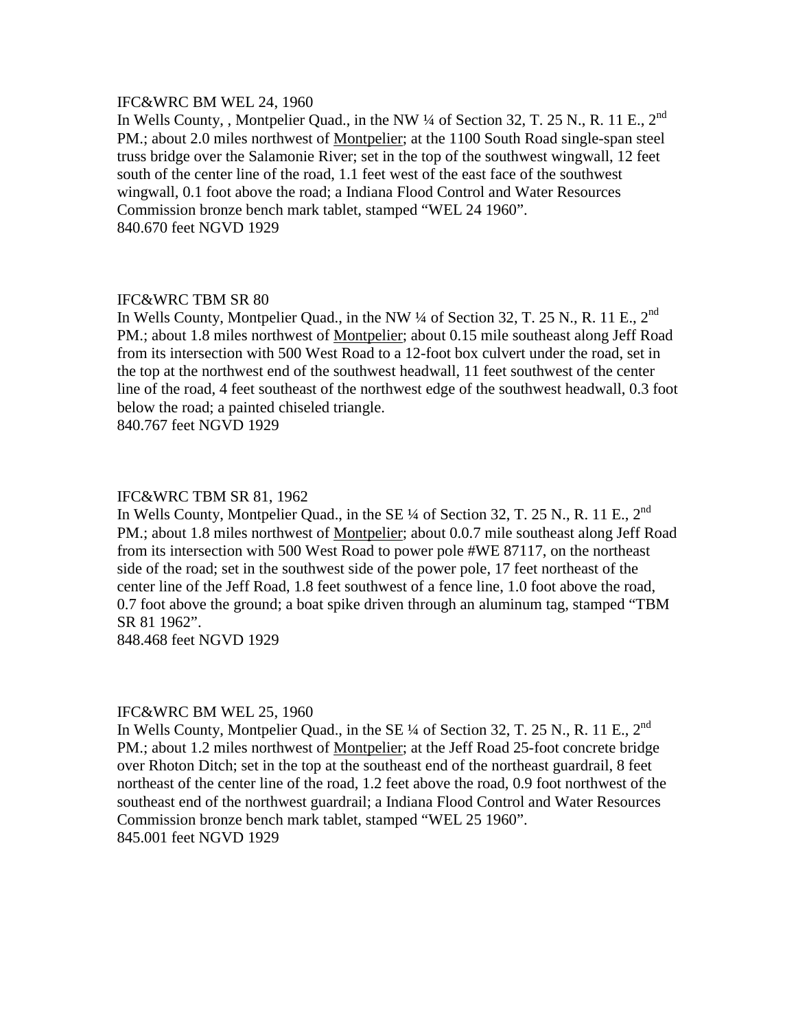IFC&WRC BM WEL 24, 1960

In Wells County, , Montpelier Quad., in the NW ¼ of Section 32, T. 25 N., R. 11 E., 2nd PM.; about 2.0 miles northwest of Montpelier; at the 1100 South Road single-span steel truss bridge over the Salamonie River; set in the top of the southwest wingwall, 12 feet south of the center line of the road, 1.1 feet west of the east face of the southwest wingwall, 0.1 foot above the road; a Indiana Flood Control and Water Resources Commission bronze bench mark tablet, stamped "WEL 24 1960".

840.670 feet NGVD 1929

IFC&WRC TBM SR 80

In Wells County, Montpelier Quad., in the NW ¼ of Section 32, T. 25 N., R. 11 E., 2nd PM.; about 1.8 miles northwest of Montpelier; about 0.15 mile southeast along Jeff Road from its intersection with 500 West Road to a 12-foot box culvert under the road, set in the top at the northwest end of the southwest headwall, 11 feet southwest of the center line of the road, 4 feet southeast of the northwest edge of the southwest headwall, 0.3 foot below the road; a painted chiseled triangle.

840.767 feet NGVD 1929

IFC&WRC TBM SR 81, 1962

In Wells County, Montpelier Quad., in the SE ¼ of Section 32, T. 25 N., R. 11 E., 2nd PM.; about 1.8 miles northwest of Montpelier; about 0.0.7 mile southeast along Jeff Road from its intersection with 500 West Road to power pole #WE 87117, on the northeast side of the road; set in the southwest side of the power pole, 17 feet northeast of the center line of the Jeff Road, 1.8 feet southwest of a fence line, 1.0 foot above the road, 0.7 foot above the ground; a boat spike driven through an aluminum tag, stamped "TBM SR 81 1962".

848.468 feet NGVD 1929

IFC&WRC BM WEL 25, 1960

In Wells County, Montpelier Quad., in the SE ¼ of Section 32, T. 25 N., R. 11 E., 2nd PM.; about 1.2 miles northwest of Montpelier; at the Jeff Road 25-foot concrete bridge over Rhoton Ditch; set in the top at the southeast end of the northeast guardrail, 8 feet northeast of the center line of the road, 1.2 feet above the road, 0.9 foot northwest of the southeast end of the northwest guardrail; a Indiana Flood Control and Water Resources Commission bronze bench mark tablet, stamped "WEL 25 1960".

845.001 feet NGVD 1929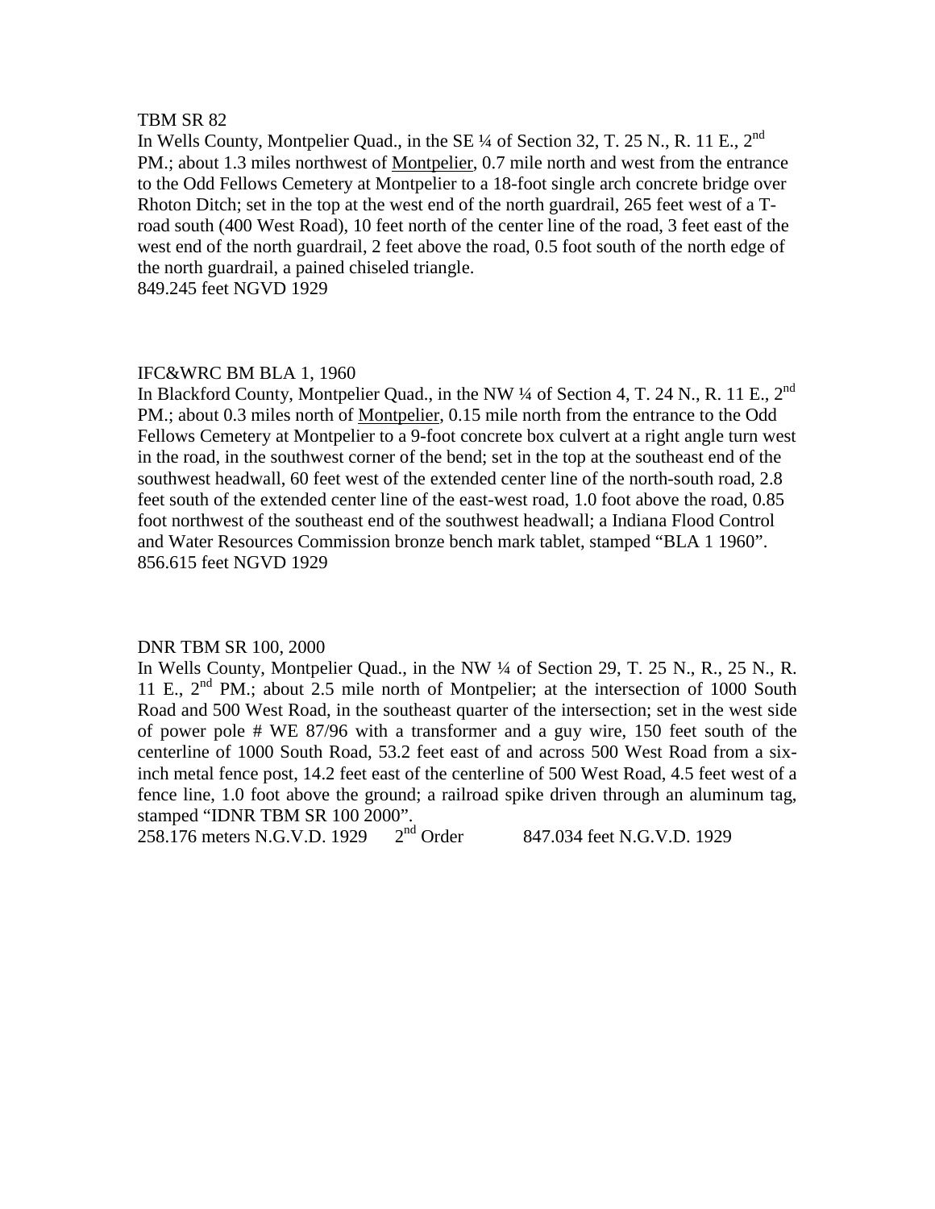TBM SR 82

In Wells County, Montpelier Quad., in the SE ¼ of Section 32, T. 25 N., R. 11 E., 2nd PM.; about 1.3 miles northwest of Montpelier, 0.7 mile north and west from the entrance to the Odd Fellows Cemetery at Montpelier to a 18-foot single arch concrete bridge over Rhoton Ditch; set in the top at the west end of the north guardrail, 265 feet west of a T-road south (400 West Road), 10 feet north of the center line of the road, 3 feet east of the west end of the north guardrail, 2 feet above the road, 0.5 foot south of the north edge of the north guardrail, a pained chiseled triangle.

849.245 feet NGVD 1929

IFC&WRC BM BLA 1, 1960

In Blackford County, Montpelier Quad., in the NW ¼ of Section 4, T. 24 N., R. 11 E., 2nd PM.; about 0.3 miles north of Montpelier, 0.15 mile north from the entrance to the Odd Fellows Cemetery at Montpelier to a 9-foot concrete box culvert at a right angle turn west in the road, in the southwest corner of the bend; set in the top at the southeast end of the southwest headwall, 60 feet west of the extended center line of the north-south road, 2.8 feet south of the extended center line of the east-west road, 1.0 foot above the road, 0.85 foot northwest of the southeast end of the southwest headwall; a Indiana Flood Control and Water Resources Commission bronze bench mark tablet, stamped “BLA 1 1960”.

856.615 feet NGVD 1929

DNR TBM SR 100, 2000

In Wells County, Montpelier Quad., in the NW ¼ of Section 29, T. 25 N., R., 25 N., R. 11 E., 2nd PM.; about 2.5 mile north of Montpelier; at the intersection of 1000 South Road and 500 West Road, in the southeast quarter of the intersection; set in the west side of power pole # WE 87/96 with a transformer and a guy wire, 150 feet south of the centerline of 1000 South Road, 53.2 feet east of and across 500 West Road from a six-inch metal fence post, 14.2 feet east of the centerline of 500 West Road, 4.5 feet west of a fence line, 1.0 foot above the ground; a railroad spike driven through an aluminum tag, stamped “IDNR TBM SR 100 2000”.

258.176 meters N.G.V.D. 1929 2nd Order 847.034 feet N.G.V.D. 1929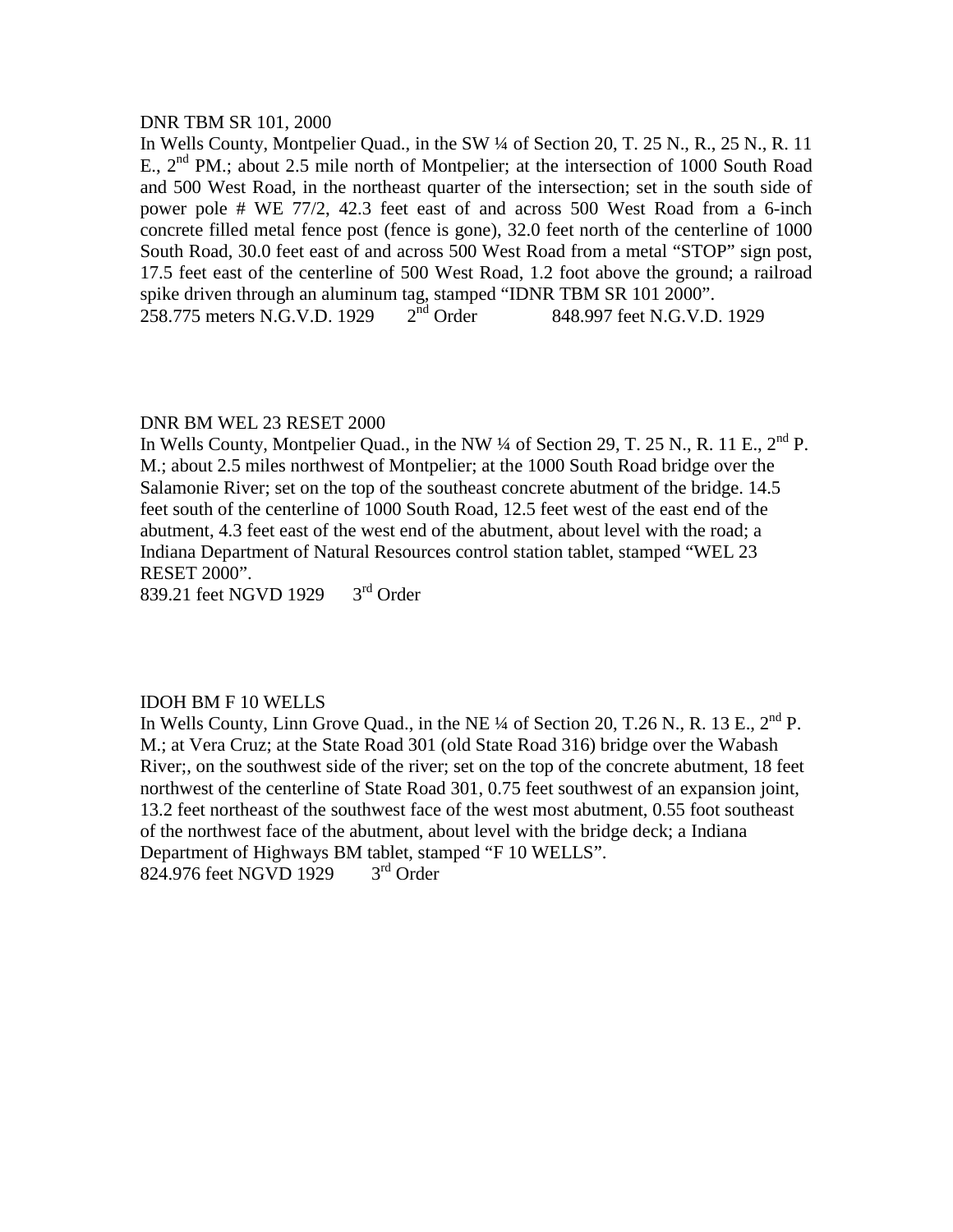DNR TBM SR 101, 2000

In Wells County, Montpelier Quad., in the SW ¼ of Section 20, T. 25 N., R., 25 N., R. 11 E., 2nd PM.; about 2.5 mile north of Montpelier; at the intersection of 1000 South Road and 500 West Road, in the northeast quarter of the intersection; set in the south side of power pole # WE 77/2, 42.3 feet east of and across 500 West Road from a 6-inch concrete filled metal fence post (fence is gone), 32.0 feet north of the centerline of 1000 South Road, 30.0 feet east of and across 500 West Road from a metal "STOP" sign post, 17.5 feet east of the centerline of 500 West Road, 1.2 foot above the ground; a railroad spike driven through an aluminum tag, stamped "IDNR TBM SR 101 2000".

258.775 meters N.G.V.D. 1929  2nd Order  848.997 feet N.G.V.D. 1929

DNR BM WEL 23 RESET 2000

In Wells County, Montpelier Quad., in the NW ¼ of Section 29, T. 25 N., R. 11 E., 2nd P. M.; about 2.5 miles northwest of Montpelier; at the 1000 South Road bridge over the Salamonie River; set on the top of the southeast concrete abutment of the bridge. 14.5 feet south of the centerline of 1000 South Road, 12.5 feet west of the east end of the abutment, 4.3 feet east of the west end of the abutment, about level with the road; a Indiana Department of Natural Resources control station tablet, stamped "WEL 23 RESET 2000".

839.21 feet NGVD 1929  3rd Order

IDOH BM F 10 WELLS

In Wells County, Linn Grove Quad., in the NE ¼ of Section 20, T.26 N., R. 13 E., 2nd P. M.; at Vera Cruz; at the State Road 301 (old State Road 316) bridge over the Wabash River;, on the southwest side of the river; set on the top of the concrete abutment, 18 feet northwest of the centerline of State Road 301, 0.75 feet southwest of an expansion joint, 13.2 feet northeast of the southwest face of the west most abutment, 0.55 foot southeast of the northwest face of the abutment, about level with the bridge deck; a Indiana Department of Highways BM tablet, stamped "F 10 WELLS".

824.976 feet NGVD 1929  3rd Order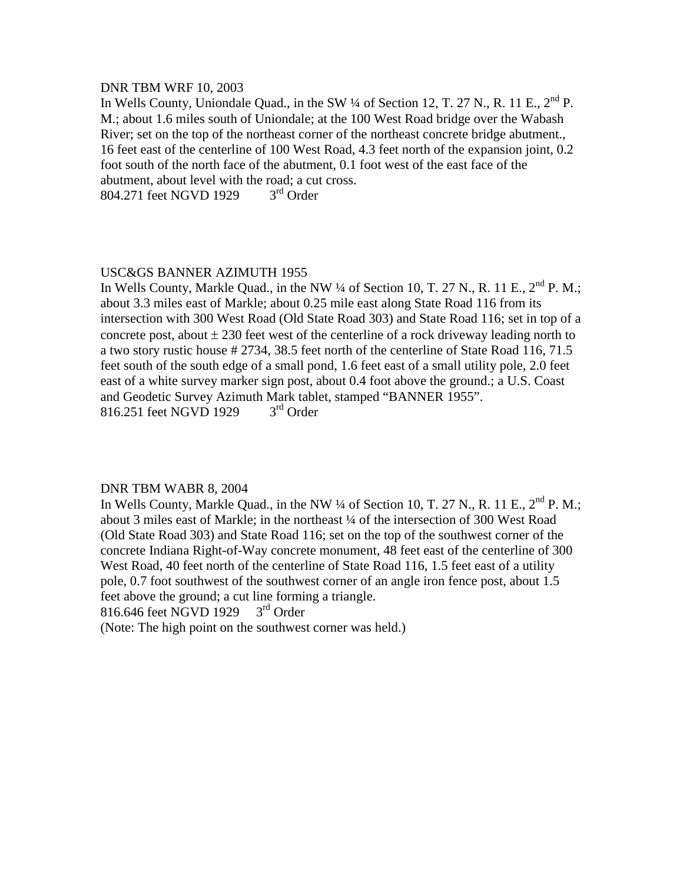DNR TBM WRF 10, 2003

In Wells County, Uniondale Quad., in the SW ¼ of Section 12, T. 27 N., R. 11 E., 2nd P. M.; about 1.6 miles south of Uniondale; at the 100 West Road bridge over the Wabash River; set on the top of the northeast corner of the northeast concrete bridge abutment., 16 feet east of the centerline of 100 West Road, 4.3 feet north of the expansion joint, 0.2 foot south of the north face of the abutment, 0.1 foot west of the east face of the abutment, about level with the road; a cut cross.

804.271 feet NGVD 1929 3rd Order

USC&GS BANNER AZIMUTH 1955

In Wells County, Markle Quad., in the NW ¼ of Section 10, T. 27 N., R. 11 E., 2nd P. M.; about 3.3 miles east of Markle; about 0.25 mile east along State Road 116 from its intersection with 300 West Road (Old State Road 303) and State Road 116; set in top of a concrete post, about ± 230 feet west of the centerline of a rock driveway leading north to a two story rustic house # 2734, 38.5 feet north of the centerline of State Road 116, 71.5 feet south of the south edge of a small pond, 1.6 feet east of a small utility pole, 2.0 feet east of a white survey marker sign post, about 0.4 foot above the ground.; a U.S. Coast and Geodetic Survey Azimuth Mark tablet, stamped "BANNER 1955".

816.251 feet NGVD 1929 3rd Order

DNR TBM WABR 8, 2004

In Wells County, Markle Quad., in the NW ¼ of Section 10, T. 27 N., R. 11 E., 2nd P. M.; about 3 miles east of Markle; in the northeast ¼ of the intersection of 300 West Road (Old State Road 303) and State Road 116; set on the top of the southwest corner of the concrete Indiana Right-of-Way concrete monument, 48 feet east of the centerline of 300 West Road, 40 feet north of the centerline of State Road 116, 1.5 feet east of a utility pole, 0.7 foot southwest of the southwest corner of an angle iron fence post, about 1.5 feet above the ground; a cut line forming a triangle.

816.646 feet NGVD 1929 3rd Order

(Note: The high point on the southwest corner was held.)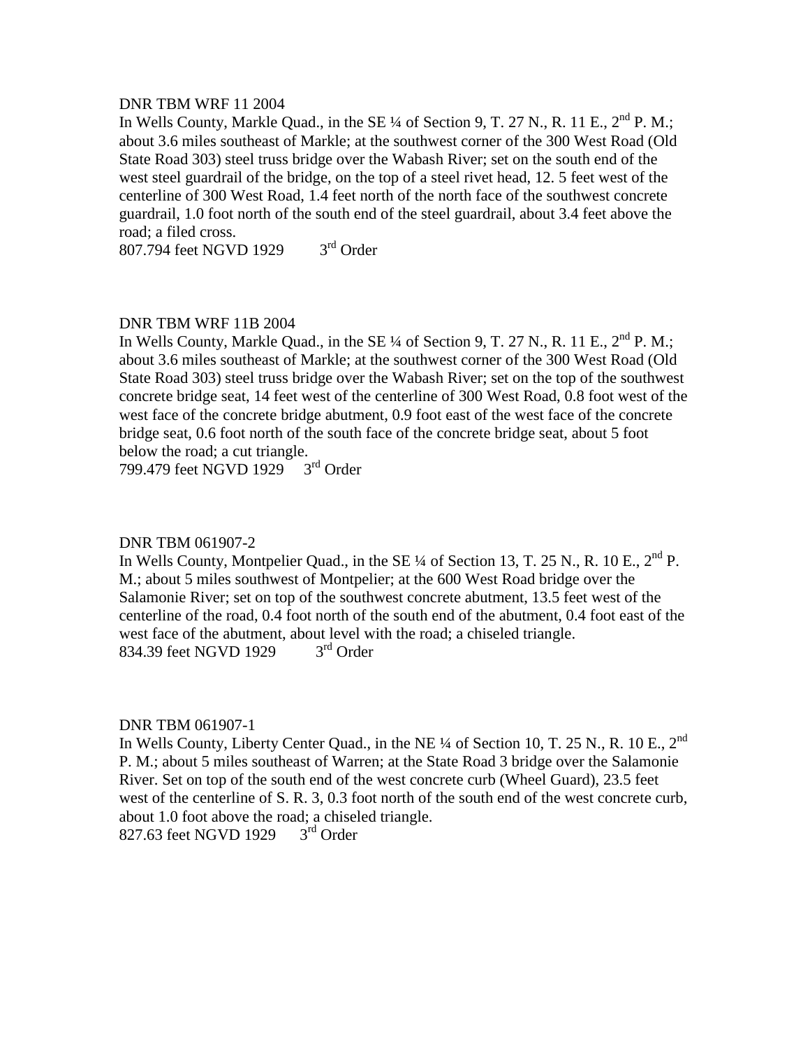DNR TBM WRF 11 2004

In Wells County, Markle Quad., in the SE ¼ of Section 9, T. 27 N., R. 11 E., 2nd P. M.; about 3.6 miles southeast of Markle; at the southwest corner of the 300 West Road (Old State Road 303) steel truss bridge over the Wabash River; set on the south end of the west steel guardrail of the bridge, on the top of a steel rivet head, 12. 5 feet west of the centerline of 300 West Road, 1.4 feet north of the north face of the southwest concrete guardrail, 1.0 foot north of the south end of the steel guardrail, about 3.4 feet above the road; a filed cross.

807.794 feet NGVD 1929 3rd Order

DNR TBM WRF 11B 2004

In Wells County, Markle Quad., in the SE ¼ of Section 9, T. 27 N., R. 11 E., 2nd P. M.; about 3.6 miles southeast of Markle; at the southwest corner of the 300 West Road (Old State Road 303) steel truss bridge over the Wabash River; set on the top of the southwest concrete bridge seat, 14 feet west of the centerline of 300 West Road, 0.8 foot west of the west face of the concrete bridge abutment, 0.9 foot east of the west face of the concrete bridge seat, 0.6 foot north of the south face of the concrete bridge seat, about 5 foot below the road; a cut triangle.

799.479 feet NGVD 1929 3rd Order

DNR TBM 061907-2

In Wells County, Montpelier Quad., in the SE ¼ of Section 13, T. 25 N., R. 10 E., 2nd P. M.; about 5 miles southwest of Montpelier; at the 600 West Road bridge over the Salamonie River; set on top of the southwest concrete abutment, 13.5 feet west of the centerline of the road, 0.4 foot north of the south end of the abutment, 0.4 foot east of the west face of the abutment, about level with the road; a chiseled triangle.

834.39 feet NGVD 1929 3rd Order

DNR TBM 061907-1

In Wells County, Liberty Center Quad., in the NE ¼ of Section 10, T. 25 N., R. 10 E., 2nd P. M.; about 5 miles southeast of Warren; at the State Road 3 bridge over the Salamonie River. Set on top of the south end of the west concrete curb (Wheel Guard), 23.5 feet west of the centerline of S. R. 3, 0.3 foot north of the south end of the west concrete curb, about 1.0 foot above the road; a chiseled triangle.

827.63 feet NGVD 1929 3rd Order